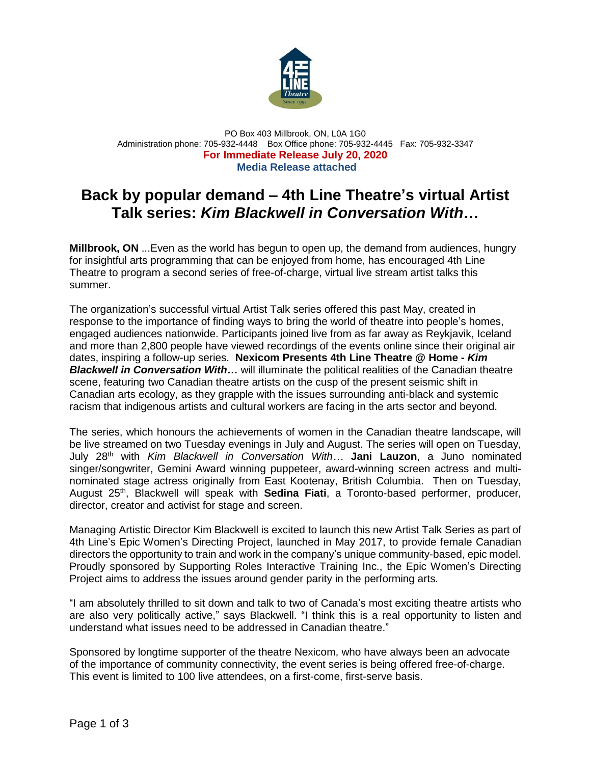PO Box 403 Millbrook, ON, L0A 1G0
Administration phone: 705-932-4448 Box Office phone: 705-932-4445 Fax: 705-932-3347

**For Immediate Release July 20, 2020**

**Media Release attached**

# Back by popular demand – 4th Line Theatre's virtual Artist Talk series: *Kim Blackwell in Conversation With…*

**Millbrook, ON** ...Even as the world has begun to open up, the demand from audiences, hungry for insightful arts programming that can be enjoyed from home, has encouraged 4th Line Theatre to program a second series of free-of-charge, virtual live stream artist talks this summer.

The organization's successful virtual Artist Talk series offered this past May, created in response to the importance of finding ways to bring the world of theatre into people's homes, engaged audiences nationwide. Participants joined live from as far away as Reykjavik, Iceland and more than 2,800 people have viewed recordings of the events online since their original air dates, inspiring a follow-up series. **Nexicom Presents 4th Line Theatre @ Home - *Kim Blackwell in Conversation With…*** will illuminate the political realities of the Canadian theatre scene, featuring two Canadian theatre artists on the cusp of the present seismic shift in Canadian arts ecology, as they grapple with the issues surrounding anti-black and systemic racism that indigenous artists and cultural workers are facing in the arts sector and beyond.

The series, which honours the achievements of women in the Canadian theatre landscape, will be live streamed on two Tuesday evenings in July and August. The series will open on Tuesday, July 28th with *Kim Blackwell in Conversation With…* **Jani Lauzon**, a Juno nominated singer/songwriter, Gemini Award winning puppeteer, award-winning screen actress and multi-nominated stage actress originally from East Kootenay, British Columbia. Then on Tuesday, August 25th, Blackwell will speak with **Sedina Fiati**, a Toronto-based performer, producer, director, creator and activist for stage and screen.

Managing Artistic Director Kim Blackwell is excited to launch this new Artist Talk Series as part of 4th Line's Epic Women's Directing Project, launched in May 2017, to provide female Canadian directors the opportunity to train and work in the company's unique community-based, epic model. Proudly sponsored by Supporting Roles Interactive Training Inc., the Epic Women's Directing Project aims to address the issues around gender parity in the performing arts.

"I am absolutely thrilled to sit down and talk to two of Canada's most exciting theatre artists who are also very politically active," says Blackwell. "I think this is a real opportunity to listen and understand what issues need to be addressed in Canadian theatre."

Sponsored by longtime supporter of the theatre Nexicom, who have always been an advocate of the importance of community connectivity, the event series is being offered free-of-charge. This event is limited to 100 live attendees, on a first-come, first-serve basis.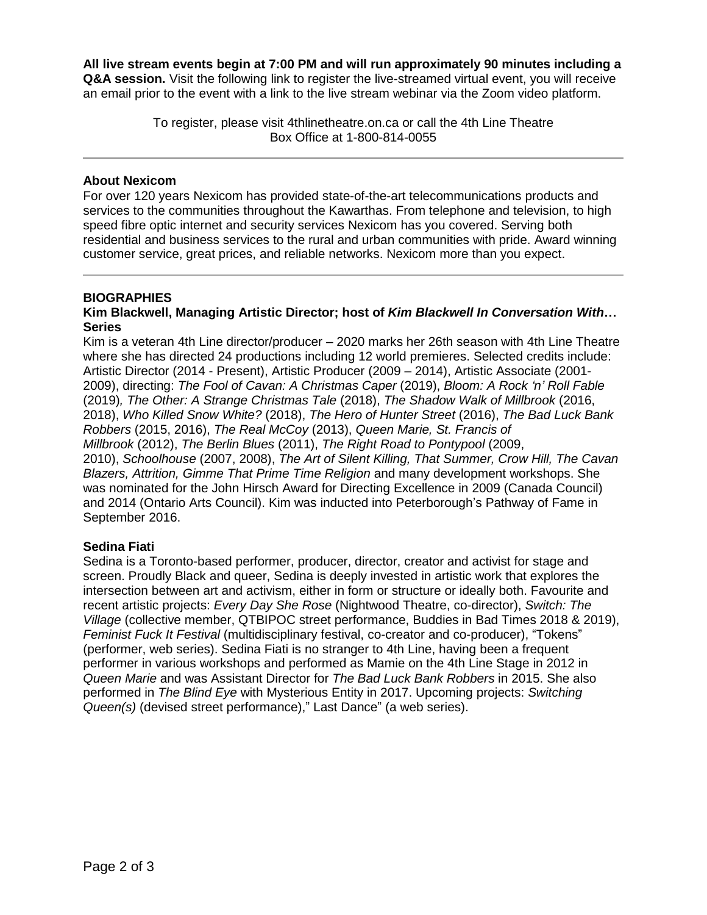**All live stream events begin at 7:00 PM and will run approximately 90 minutes including a Q&A session.** Visit the following link to register the live-streamed virtual event, you will receive an email prior to the event with a link to the live stream webinar via the Zoom video platform.

To register, please visit 4thlinetheatre.on.ca or call the 4th Line Theatre Box Office at 1-800-814-0055

---

**About Nexicom**

For over 120 years Nexicom has provided state-of-the-art telecommunications products and services to the communities throughout the Kawarthas. From telephone and television, to high speed fibre optic internet and security services Nexicom has you covered. Serving both residential and business services to the rural and urban communities with pride. Award winning customer service, great prices, and reliable networks. Nexicom more than you expect.

---

**BIOGRAPHIES**

**Kim Blackwell, Managing Artistic Director; host of *Kim Blackwell In Conversation With…* Series**

Kim is a veteran 4th Line director/producer – 2020 marks her 26th season with 4th Line Theatre where she has directed 24 productions including 12 world premieres. Selected credits include: Artistic Director (2014 - Present), Artistic Producer (2009 – 2014), Artistic Associate (2001-2009), directing: *The Fool of Cavan: A Christmas Caper* (2019), *Bloom: A Rock 'n' Roll Fable* (2019)*, The Other: A Strange Christmas Tale* (2018), *The Shadow Walk of Millbrook* (2016, 2018), *Who Killed Snow White?* (2018), *The Hero of Hunter Street* (2016), *The Bad Luck Bank Robbers* (2015, 2016), *The Real McCoy* (2013), *Queen Marie, St. Francis of Millbrook* (2012), *The Berlin Blues* (2011), *The Right Road to Pontypool* (2009, 2010), *Schoolhouse* (2007, 2008), *The Art of Silent Killing, That Summer, Crow Hill, The Cavan Blazers, Attrition, Gimme That Prime Time Religion* and many development workshops. She was nominated for the John Hirsch Award for Directing Excellence in 2009 (Canada Council) and 2014 (Ontario Arts Council). Kim was inducted into Peterborough's Pathway of Fame in September 2016.

**Sedina Fiati**

Sedina is a Toronto-based performer, producer, director, creator and activist for stage and screen. Proudly Black and queer, Sedina is deeply invested in artistic work that explores the intersection between art and activism, either in form or structure or ideally both. Favourite and recent artistic projects: *Every Day She Rose* (Nightwood Theatre, co-director), *Switch: The Village* (collective member, QTBIPOC street performance, Buddies in Bad Times 2018 & 2019), *Feminist Fuck It Festival* (multidisciplinary festival, co-creator and co-producer), "Tokens" (performer, web series). Sedina Fiati is no stranger to 4th Line, having been a frequent performer in various workshops and performed as Mamie on the 4th Line Stage in 2012 in *Queen Marie* and was Assistant Director for *The Bad Luck Bank Robbers* in 2015. She also performed in *The Blind Eye* with Mysterious Entity in 2017. Upcoming projects: *Switching Queen(s)* (devised street performance)," Last Dance" (a web series).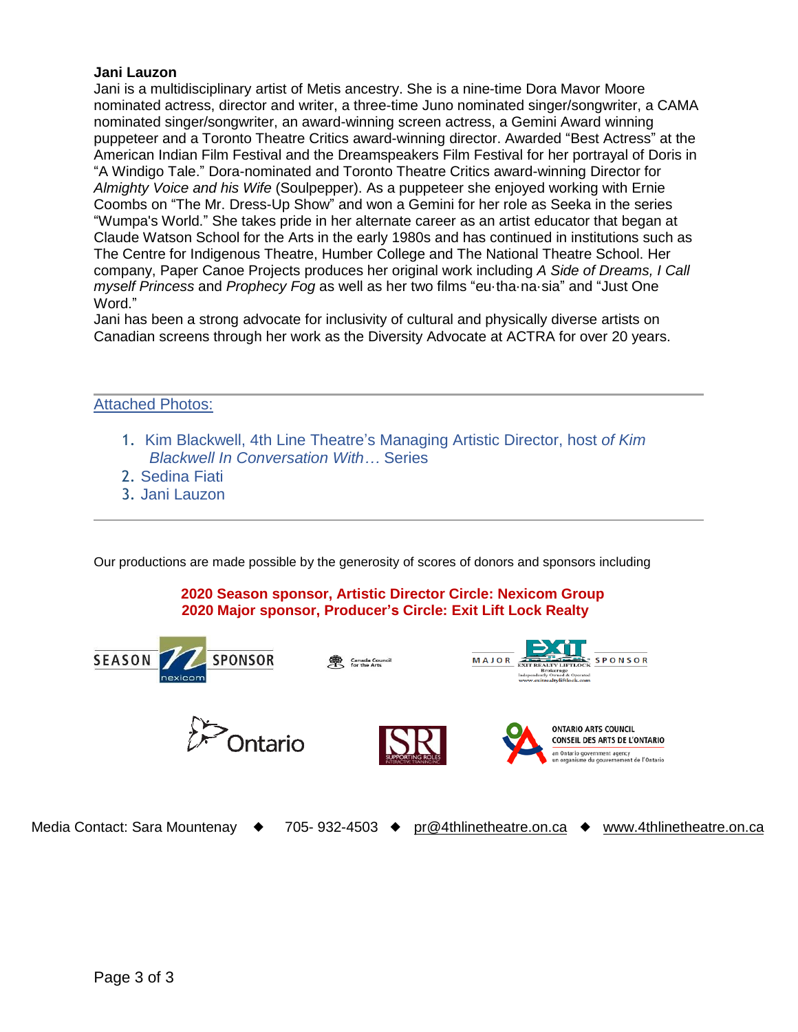**Jani Lauzon**

Jani is a multidisciplinary artist of Metis ancestry. She is a nine-time Dora Mavor Moore nominated actress, director and writer, a three-time Juno nominated singer/songwriter, a CAMA nominated singer/songwriter, an award-winning screen actress, a Gemini Award winning puppeteer and a Toronto Theatre Critics award-winning director. Awarded "Best Actress" at the American Indian Film Festival and the Dreamspeakers Film Festival for her portrayal of Doris in "A Windigo Tale." Dora-nominated and Toronto Theatre Critics award-winning Director for *Almighty Voice and his Wife* (Soulpepper). As a puppeteer she enjoyed working with Ernie Coombs on "The Mr. Dress-Up Show" and won a Gemini for her role as Seeka in the series "Wumpa's World." She takes pride in her alternate career as an artist educator that began at Claude Watson School for the Arts in the early 1980s and has continued in institutions such as The Centre for Indigenous Theatre, Humber College and The National Theatre School. Her company, Paper Canoe Projects produces her original work including *A Side of Dreams, I Call myself Princess* and *Prophecy Fog* as well as her two films "eu·tha·na·sia" and "Just One Word."

Jani has been a strong advocate for inclusivity of cultural and physically diverse artists on Canadian screens through her work as the Diversity Advocate at ACTRA for over 20 years.

---

Attached Photos:

1. Kim Blackwell, 4th Line Theatre's Managing Artistic Director, host *of Kim Blackwell In Conversation With…* Series
2. Sedina Fiati
3. Jani Lauzon

---

Our productions are made possible by the generosity of scores of donors and sponsors including

**2020 Season sponsor, Artistic Director Circle: Nexicom Group**
**2020 Major sponsor, Producer's Circle: Exit Lift Lock Realty**

SEASON SPONSOR nexicom — Canada Council for the Arts — MAJOR EXIT REALTY LIFTLOCK Brokerage Independently Owned & Operated www.exitrealtyliftlock.com SPONSOR

Ontario — SR SUPPORTING ROLES INTERACTIVE TRAINING INC — ONTARIO ARTS COUNCIL CONSEIL DES ARTS DE L'ONTARIO an Ontario government agency un organisme du gouvernement de l'Ontario

Media Contact: Sara Mountenay ◆ 705- 932-4503 ◆ pr@4thlinetheatre.on.ca ◆ www.4thlinetheatre.on.ca